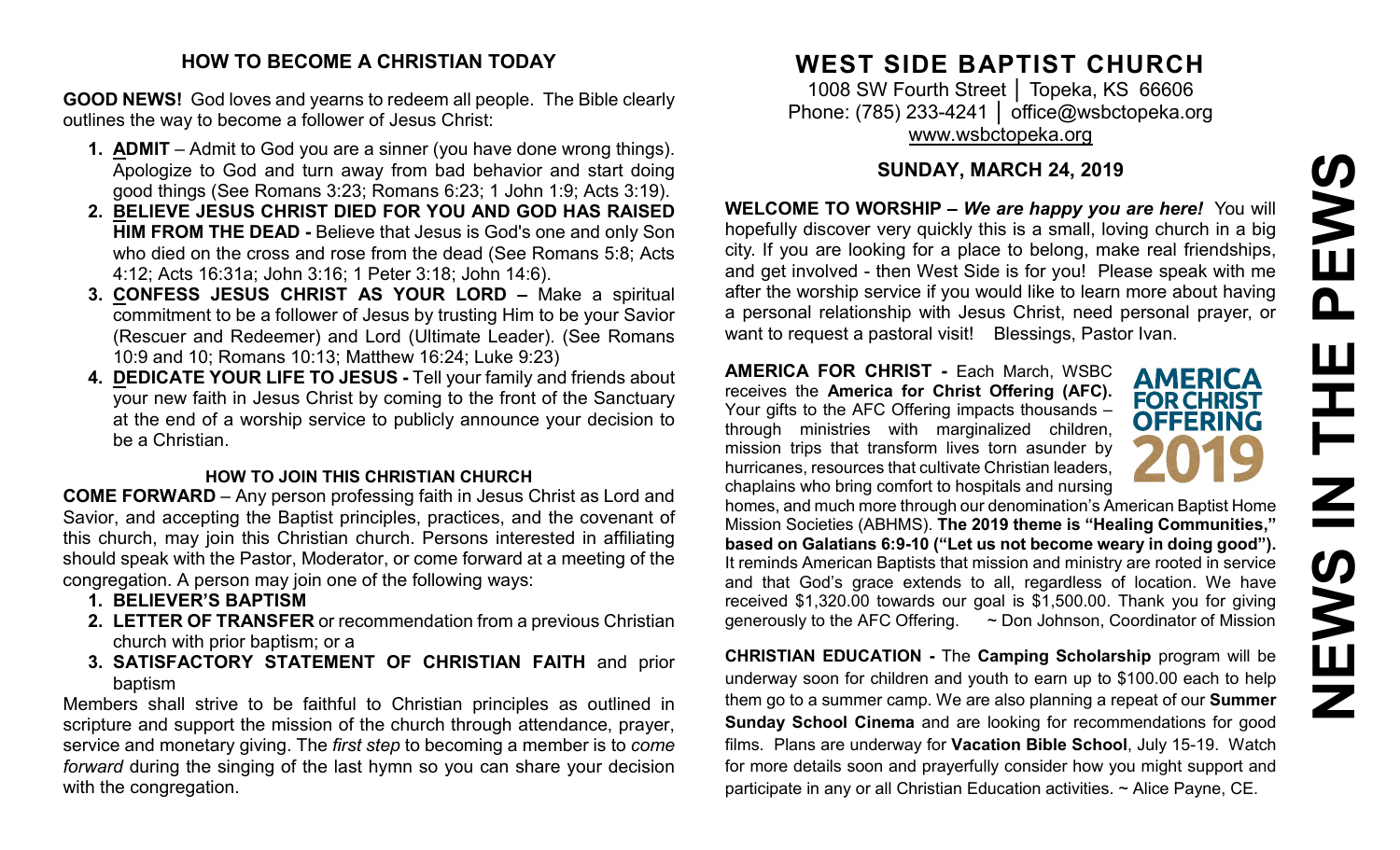## HOW TO BECOME A CHRISTIAN TODAY

**GOOD NEWS!** God loves and yearns to redeem all people. The Bible clearly outlines the way to become a follower of Jesus Christ:

1. **ADMIT** – Admit to God you are a sinner (you have done wrong things). Apologize to God and turn away from bad behavior and start doing good things (See Romans 3:23; Romans 6:23; 1 John 1:9; Acts 3:19).
2. **BELIEVE JESUS CHRIST DIED FOR YOU AND GOD HAS RAISED HIM FROM THE DEAD -** Believe that Jesus is God's one and only Son who died on the cross and rose from the dead (See Romans 5:8; Acts 4:12; Acts 16:31a; John 3:16; 1 Peter 3:18; John 14:6).
3. **CONFESS JESUS CHRIST AS YOUR LORD –** Make a spiritual commitment to be a follower of Jesus by trusting Him to be your Savior (Rescuer and Redeemer) and Lord (Ultimate Leader). (See Romans 10:9 and 10; Romans 10:13; Matthew 16:24; Luke 9:23)
4. **DEDICATE YOUR LIFE TO JESUS -** Tell your family and friends about your new faith in Jesus Christ by coming to the front of the Sanctuary at the end of a worship service to publicly announce your decision to be a Christian.

### HOW TO JOIN THIS CHRISTIAN CHURCH

**COME FORWARD** – Any person professing faith in Jesus Christ as Lord and Savior, and accepting the Baptist principles, practices, and the covenant of this church, may join this Christian church. Persons interested in affiliating should speak with the Pastor, Moderator, or come forward at a meeting of the congregation. A person may join one of the following ways:

1. **BELIEVER'S BAPTISM**
2. **LETTER OF TRANSFER** or recommendation from a previous Christian church with prior baptism; or a
3. **SATISFACTORY STATEMENT OF CHRISTIAN FAITH** and prior baptism

Members shall strive to be faithful to Christian principles as outlined in scripture and support the mission of the church through attendance, prayer, service and monetary giving. The *first step* to becoming a member is to *come forward* during the singing of the last hymn so you can share your decision with the congregation.

# WEST SIDE BAPTIST CHURCH

1008 SW Fourth Street │ Topeka, KS 66606
Phone: (785) 233-4241 │ office@wsbctopeka.org
www.wsbctopeka.org

## SUNDAY, MARCH 24, 2019

**WELCOME TO WORSHIP –** ***We are happy you are here!*** You will hopefully discover very quickly this is a small, loving church in a big city. If you are looking for a place to belong, make real friendships, and get involved - then West Side is for you! Please speak with me after the worship service if you would like to learn more about having a personal relationship with Jesus Christ, need personal prayer, or want to request a pastoral visit! Blessings, Pastor Ivan.

**AMERICA FOR CHRIST -** Each March, WSBC receives the **America for Christ Offering (AFC).** Your gifts to the AFC Offering impacts thousands – through ministries with marginalized children, mission trips that transform lives torn asunder by hurricanes, resources that cultivate Christian leaders, chaplains who bring comfort to hospitals and nursing homes, and much more through our denomination's American Baptist Home Mission Societies (ABHMS). **The 2019 theme is "Healing Communities," based on Galatians 6:9-10 ("Let us not become weary in doing good").** It reminds American Baptists that mission and ministry are rooted in service and that God's grace extends to all, regardless of location. We have received $1,320.00 towards our goal is $1,500.00. Thank you for giving generously to the AFC Offering. ~ Don Johnson, Coordinator of Mission

**CHRISTIAN EDUCATION -** The **Camping Scholarship** program will be underway soon for children and youth to earn up to $100.00 each to help them go to a summer camp. We are also planning a repeat of our **Summer Sunday School Cinema** and are looking for recommendations for good films. Plans are underway for **Vacation Bible School**, July 15-19. Watch for more details soon and prayerfully consider how you might support and participate in any or all Christian Education activities. ~ Alice Payne, CE.

# NEWS IN THE PEWS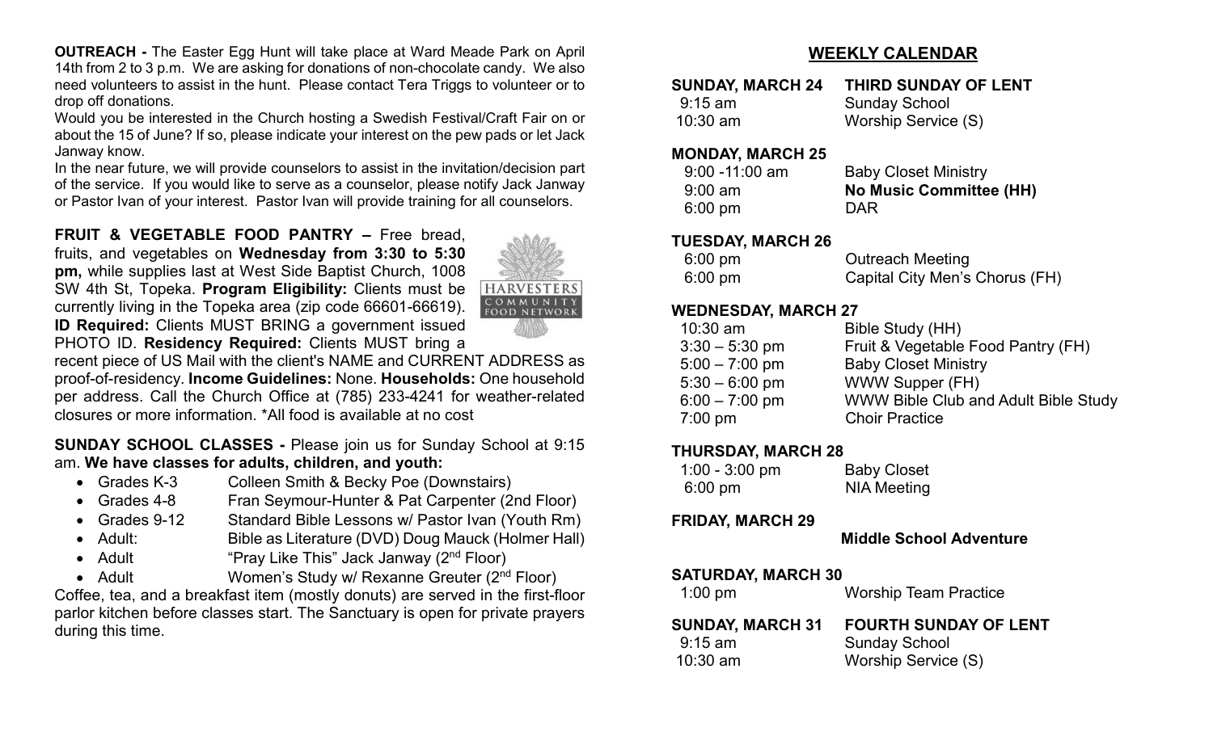**OUTREACH -** The Easter Egg Hunt will take place at Ward Meade Park on April 14th from 2 to 3 p.m. We are asking for donations of non-chocolate candy. We also need volunteers to assist in the hunt. Please contact Tera Triggs to volunteer or to drop off donations.

Would you be interested in the Church hosting a Swedish Festival/Craft Fair on or about the 15 of June? If so, please indicate your interest on the pew pads or let Jack Janway know.

In the near future, we will provide counselors to assist in the invitation/decision part of the service. If you would like to serve as a counselor, please notify Jack Janway or Pastor Ivan of your interest. Pastor Ivan will provide training for all counselors.

**FRUIT & VEGETABLE FOOD PANTRY –** Free bread, fruits, and vegetables on **Wednesday from 3:30 to 5:30 pm,** while supplies last at West Side Baptist Church, 1008 SW 4th St, Topeka. **Program Eligibility:** Clients must be currently living in the Topeka area (zip code 66601-66619). **ID Required:** Clients MUST BRING a government issued PHOTO ID. **Residency Required:** Clients MUST bring a recent piece of US Mail with the client's NAME and CURRENT ADDRESS as proof-of-residency. **Income Guidelines:** None. **Households:** One household per address. Call the Church Office at (785) 233-4241 for weather-related closures or more information. *All food is available at no cost

HARVESTERS COMMUNITY FOOD NETWORK

**SUNDAY SCHOOL CLASSES -** Please join us for Sunday School at 9:15 am. **We have classes for adults, children, and youth:**

- Grades K-3 Colleen Smith & Becky Poe (Downstairs)
- Grades 4-8 Fran Seymour-Hunter & Pat Carpenter (2nd Floor)
- Grades 9-12 Standard Bible Lessons w/ Pastor Ivan (Youth Rm)
- Adult: Bible as Literature (DVD) Doug Mauck (Holmer Hall)
- Adult "Pray Like This" Jack Janway (2nd Floor)
- Adult Women's Study w/ Rexanne Greuter (2nd Floor)

Coffee, tea, and a breakfast item (mostly donuts) are served in the first-floor parlor kitchen before classes start. The Sanctuary is open for private prayers during this time.

## WEEKLY CALENDAR

**SUNDAY, MARCH 24 THIRD SUNDAY OF LENT**

| | |
|---|---|
| 9:15 am | Sunday School |
| 10:30 am | Worship Service (S) |

**MONDAY, MARCH 25**

| | |
|---|---|
| 9:00 -11:00 am | Baby Closet Ministry |
| 9:00 am | **No Music Committee (HH)** |
| 6:00 pm | DAR |

**TUESDAY, MARCH 26**

| | |
|---|---|
| 6:00 pm | Outreach Meeting |
| 6:00 pm | Capital City Men's Chorus (FH) |

**WEDNESDAY, MARCH 27**

| | |
|---|---|
| 10:30 am | Bible Study (HH) |
| 3:30 – 5:30 pm | Fruit & Vegetable Food Pantry (FH) |
| 5:00 – 7:00 pm | Baby Closet Ministry |
| 5:30 – 6:00 pm | WWW Supper (FH) |
| 6:00 – 7:00 pm | WWW Bible Club and Adult Bible Study |
| 7:00 pm | Choir Practice |

**THURSDAY, MARCH 28**

| | |
|---|---|
| 1:00 - 3:00 pm | Baby Closet |
| 6:00 pm | NIA Meeting |

**FRIDAY, MARCH 29**

**Middle School Adventure**

**SATURDAY, MARCH 30**

| | |
|---|---|
| 1:00 pm | Worship Team Practice |

**SUNDAY, MARCH 31 FOURTH SUNDAY OF LENT**

| | |
|---|---|
| 9:15 am | Sunday School |
| 10:30 am | Worship Service (S) |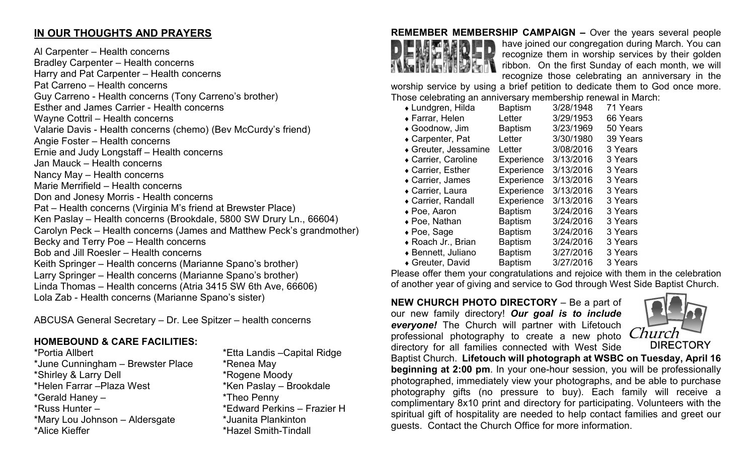## IN OUR THOUGHTS AND PRAYERS

Al Carpenter – Health concerns
Bradley Carpenter – Health concerns
Harry and Pat Carpenter – Health concerns
Pat Carreno – Health concerns
Guy Carreno - Health concerns (Tony Carreno's brother)
Esther and James Carrier - Health concerns
Wayne Cottril – Health concerns
Valarie Davis - Health concerns (chemo) (Bev McCurdy's friend)
Angie Foster – Health concerns
Ernie and Judy Longstaff – Health concerns
Jan Mauck – Health concerns
Nancy May – Health concerns
Marie Merrifield – Health concerns
Don and Jonesy Morris - Health concerns
Pat – Health concerns (Virginia M's friend at Brewster Place)
Ken Paslay – Health concerns (Brookdale, 5800 SW Drury Ln., 66604)
Carolyn Peck – Health concerns (James and Matthew Peck's grandmother)
Becky and Terry Poe – Health concerns
Bob and Jill Roesler – Health concerns
Keith Springer – Health concerns (Marianne Spano's brother)
Larry Springer – Health concerns (Marianne Spano's brother)
Linda Thomas – Health concerns (Atria 3415 SW 6th Ave, 66606)
Lola Zab - Health concerns (Marianne Spano's sister)

ABCUSA General Secretary – Dr. Lee Spitzer – health concerns

### HOMEBOUND & CARE FACILITIES:

*Portia Allbert
*June Cunningham – Brewster Place
*Shirley & Larry Dell
*Helen Farrar –Plaza West
*Gerald Haney –
*Russ Hunter –
*Mary Lou Johnson – Aldersgate
*Alice Kieffer
*Etta Landis –Capital Ridge
*Renea May
*Rogene Moody
*Ken Paslay – Brookdale
*Theo Penny
*Edward Perkins – Frazier H
*Juanita Plankinton
*Hazel Smith-Tindall

**REMEMBER MEMBERSHIP CAMPAIGN –** Over the years several people have joined our congregation during March. You can recognize them in worship services by their golden ribbon. On the first Sunday of each month, we will recognize those celebrating an anniversary in the worship service by using a brief petition to dedicate them to God once more. Those celebrating an anniversary membership renewal in March:

| Name | Type | Date | Years |
|---|---|---|---|
| ♦ Lundgren, Hilda | Baptism | 3/28/1948 | 71 Years |
| ♦ Farrar, Helen | Letter | 3/29/1953 | 66 Years |
| ♦ Goodnow, Jim | Baptism | 3/23/1969 | 50 Years |
| ♦ Carpenter, Pat | Letter | 3/30/1980 | 39 Years |
| ♦ Greuter, Jessamine | Letter | 3/08/2016 | 3 Years |
| ♦ Carrier, Caroline | Experience | 3/13/2016 | 3 Years |
| ♦ Carrier, Esther | Experience | 3/13/2016 | 3 Years |
| ♦ Carrier, James | Experience | 3/13/2016 | 3 Years |
| ♦ Carrier, Laura | Experience | 3/13/2016 | 3 Years |
| ♦ Carrier, Randall | Experience | 3/13/2016 | 3 Years |
| ♦ Poe, Aaron | Baptism | 3/24/2016 | 3 Years |
| ♦ Poe, Nathan | Baptism | 3/24/2016 | 3 Years |
| ♦ Poe, Sage | Baptism | 3/24/2016 | 3 Years |
| ♦ Roach Jr., Brian | Baptism | 3/24/2016 | 3 Years |
| ♦ Bennett, Juliano | Baptism | 3/27/2016 | 3 Years |
| ♦ Greuter, David | Baptism | 3/27/2016 | 3 Years |

Please offer them your congratulations and rejoice with them in the celebration of another year of giving and service to God through West Side Baptist Church.

**NEW CHURCH PHOTO DIRECTORY** – Be a part of our new family directory! ***Our goal is to include everyone!*** The Church will partner with Lifetouch professional photography to create a new photo directory for all families connected with West Side Baptist Church. **Lifetouch will photograph at WSBC on Tuesday, April 16 beginning at 2:00 pm**. In your one-hour session, you will be professionally photographed, immediately view your photographs, and be able to purchase photography gifts (no pressure to buy). Each family will receive a complimentary 8x10 print and directory for participating. Volunteers with the spiritual gift of hospitality are needed to help contact families and greet our guests. Contact the Church Office for more information.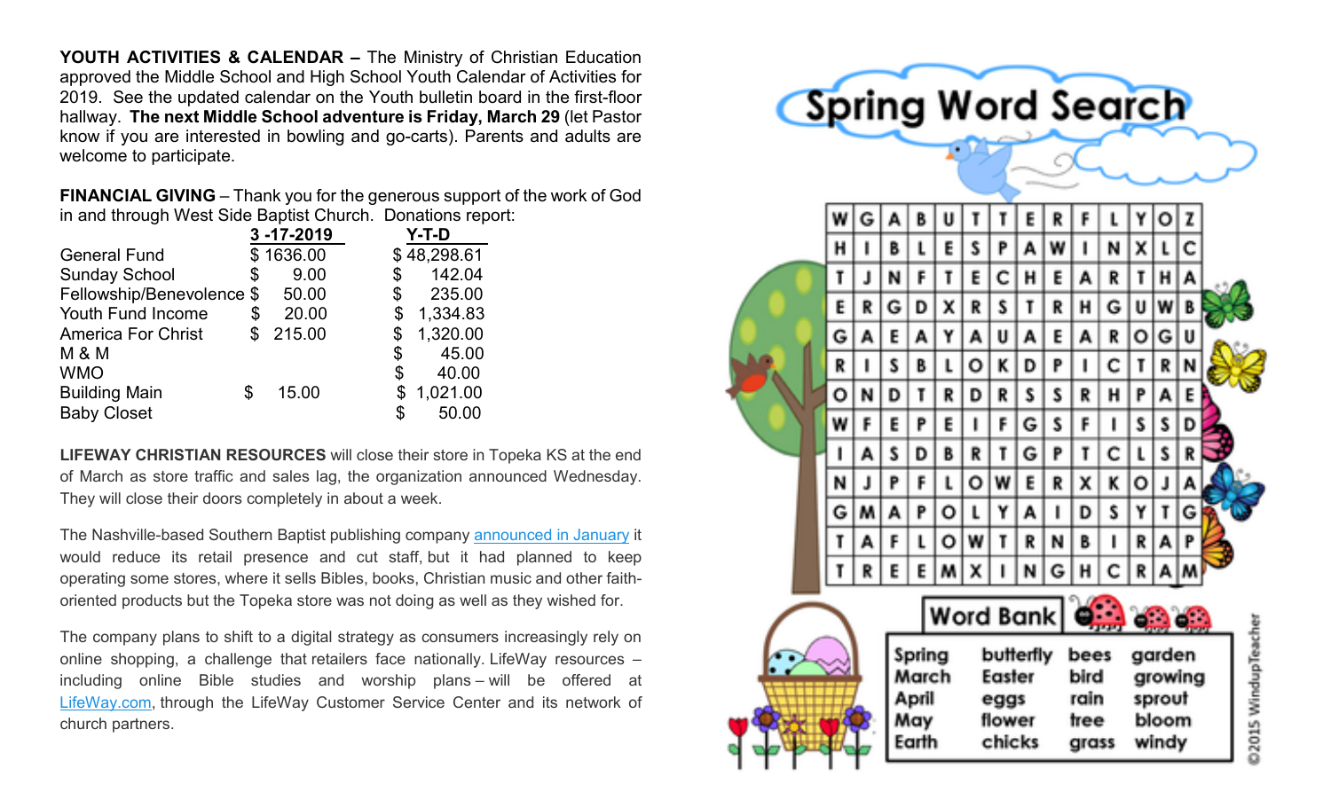**YOUTH ACTIVITIES & CALENDAR –** The Ministry of Christian Education approved the Middle School and High School Youth Calendar of Activities for 2019. See the updated calendar on the Youth bulletin board in the first-floor hallway. **The next Middle School adventure is Friday, March 29** (let Pastor know if you are interested in bowling and go-carts). Parents and adults are welcome to participate.

**FINANCIAL GIVING** – Thank you for the generous support of the work of God in and through West Side Baptist Church. Donations report:

| | 3 -17-2019 | Y-T-D |
|---|---|---|
| General Fund | $ 1636.00 | $ 48,298.61 |
| Sunday School | $ 9.00 | $ 142.04 |
| Fellowship/Benevolence | $ 50.00 | $ 235.00 |
| Youth Fund Income | $ 20.00 | $ 1,334.83 |
| America For Christ | $ 215.00 | $ 1,320.00 |
| M & M | | $ 45.00 |
| WMO | | $ 40.00 |
| Building Main | $ 15.00 | $ 1,021.00 |
| Baby Closet | | $ 50.00 |

**LIFEWAY CHRISTIAN RESOURCES** will close their store in Topeka KS at the end of March as store traffic and sales lag, the organization announced Wednesday. They will close their doors completely in about a week.

The Nashville-based Southern Baptist publishing company announced in January it would reduce its retail presence and cut staff, but it had planned to keep operating some stores, where it sells Bibles, books, Christian music and other faith-oriented products but the Topeka store was not doing as well as they wished for.

The company plans to shift to a digital strategy as consumers increasingly rely on online shopping, a challenge that retailers face nationally. LifeWay resources – including online Bible studies and worship plans – will be offered at LifeWay.com, through the LifeWay Customer Service Center and its network of church partners.

# Spring Word Search

| | | | | | | | | | | | | | |
|---|---|---|---|---|---|---|---|---|---|---|---|---|---|
| W | G | A | B | U | T | T | E | R | F | L | Y | O | Z |
| H | I | B | L | E | S | P | A | W | I | N | X | L | C |
| T | J | N | F | T | E | C | H | E | A | R | T | H | A |
| E | R | G | D | X | R | S | T | R | H | G | U | W | B |
| G | A | E | A | Y | A | U | A | E | A | R | O | G | U |
| R | I | S | B | L | O | K | D | P | I | C | T | R | N |
| O | N | D | T | R | D | R | S | S | R | H | P | A | E |
| W | F | E | P | E | I | F | G | S | F | I | S | S | D |
| I | A | S | D | B | R | T | G | P | T | C | L | S | R |
| N | J | P | F | L | O | W | E | R | X | K | O | J | A |
| G | M | A | P | O | L | Y | A | I | D | S | Y | T | G |
| T | A | F | L | O | W | T | R | N | B | I | R | A | P |
| T | R | E | E | M | X | I | N | G | H | C | R | A | M |

**Word Bank**

| | | | |
|---|---|---|---|
| Spring | butterfly | bees | garden |
| March | Easter | bird | growing |
| April | eggs | rain | sprout |
| May | flower | tree | bloom |
| Earth | chicks | grass | windy |

©2015 WindupTeacher